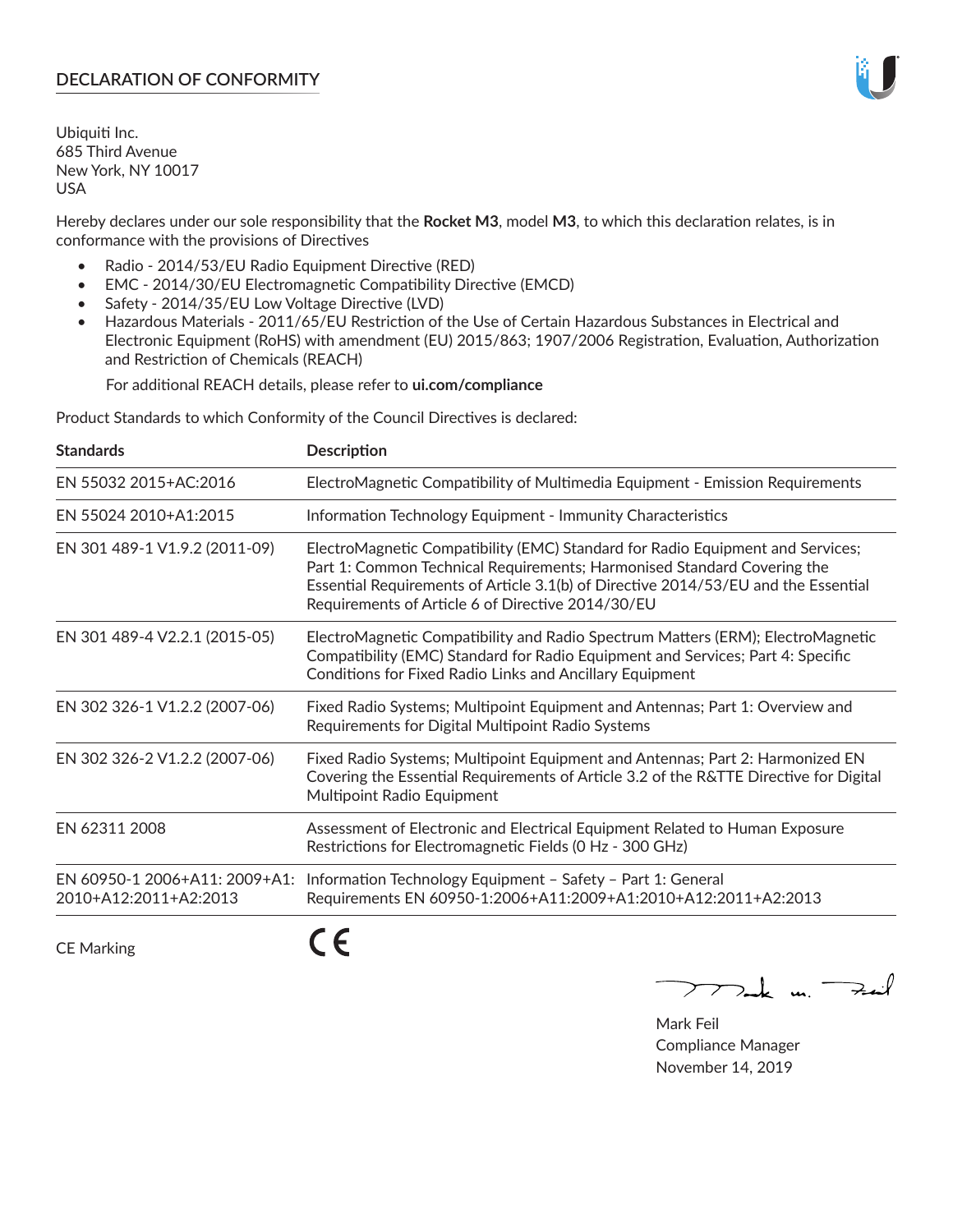# DECLARATION OF CONFORMITY

Ubiquiti Inc.
685 Third Avenue
New York, NY 10017
USA

Hereby declares under our sole responsibility that the **Rocket M3**, model **M3**, to which this declaration relates, is in conformance with the provisions of Directives

- Radio - 2014/53/EU Radio Equipment Directive (RED)
- EMC - 2014/30/EU Electromagnetic Compatibility Directive (EMCD)
- Safety - 2014/35/EU Low Voltage Directive (LVD)
- Hazardous Materials - 2011/65/EU Restriction of the Use of Certain Hazardous Substances in Electrical and Electronic Equipment (RoHS) with amendment (EU) 2015/863; 1907/2006 Registration, Evaluation, Authorization and Restriction of Chemicals (REACH)

For additional REACH details, please refer to **ui.com/compliance**

Product Standards to which Conformity of the Council Directives is declared:

| Standards | Description |
|---|---|
| EN 55032 2015+AC:2016 | ElectroMagnetic Compatibility of Multimedia Equipment - Emission Requirements |
| EN 55024 2010+A1:2015 | Information Technology Equipment - Immunity Characteristics |
| EN 301 489-1 V1.9.2 (2011-09) | ElectroMagnetic Compatibility (EMC) Standard for Radio Equipment and Services; Part 1: Common Technical Requirements; Harmonised Standard Covering the Essential Requirements of Article 3.1(b) of Directive 2014/53/EU and the Essential Requirements of Article 6 of Directive 2014/30/EU |
| EN 301 489-4 V2.2.1 (2015-05) | ElectroMagnetic Compatibility and Radio Spectrum Matters (ERM); ElectroMagnetic Compatibility (EMC) Standard for Radio Equipment and Services; Part 4: Specific Conditions for Fixed Radio Links and Ancillary Equipment |
| EN 302 326-1 V1.2.2 (2007-06) | Fixed Radio Systems; Multipoint Equipment and Antennas; Part 1: Overview and Requirements for Digital Multipoint Radio Systems |
| EN 302 326-2 V1.2.2 (2007-06) | Fixed Radio Systems; Multipoint Equipment and Antennas; Part 2: Harmonized EN Covering the Essential Requirements of Article 3.2 of the R&TTE Directive for Digital Multipoint Radio Equipment |
| EN 62311 2008 | Assessment of Electronic and Electrical Equipment Related to Human Exposure Restrictions for Electromagnetic Fields (0 Hz - 300 GHz) |
| EN 60950-1 2006+A11: 2009+A1: 2010+A12:2011+A2:2013 | Information Technology Equipment – Safety – Part 1: General Requirements EN 60950-1:2006+A11:2009+A1:2010+A12:2011+A2:2013 |

CE Marking CE

Mark Feil
Compliance Manager
November 14, 2019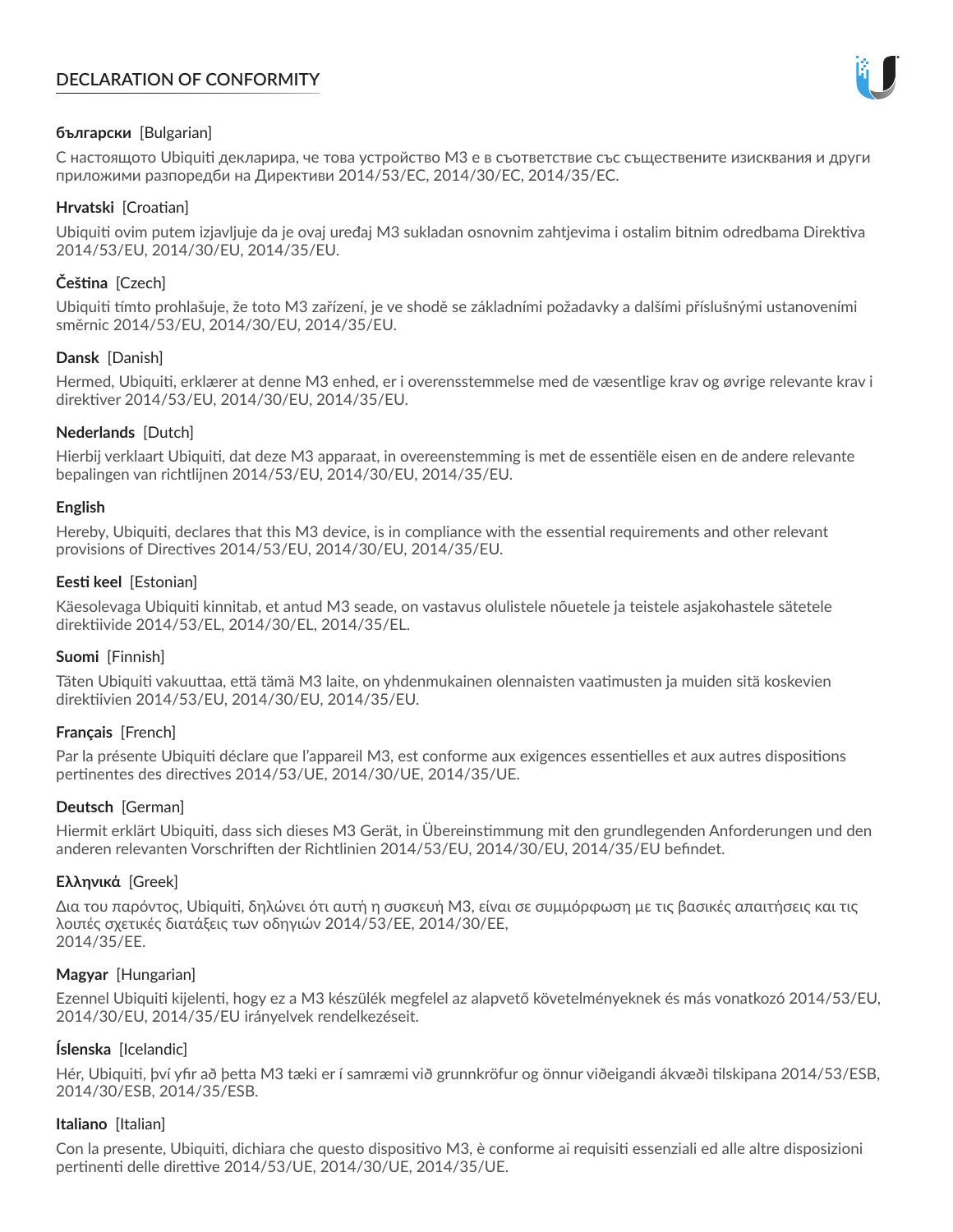# DECLARATION OF CONFORMITY

**български** [Bulgarian]

С настоящото Ubiquiti декларира, че това устройство M3 е в съответствие със съществените изисквания и други приложими разпоредби на Директиви 2014/53/EC, 2014/30/ЕС, 2014/35/ЕС.

**Hrvatski** [Croatian]

Ubiquiti ovim putem izjavljuje da je ovaj uređaj M3 sukladan osnovnim zahtjevima i ostalim bitnim odredbama Direktiva 2014/53/EU, 2014/30/EU, 2014/35/EU.

**Čeština** [Czech]

Ubiquiti tímto prohlašuje, že toto M3 zařízení, je ve shodě se základními požadavky a dalšími příslušnými ustanoveními směrnic 2014/53/EU, 2014/30/EU, 2014/35/EU.

**Dansk** [Danish]

Hermed, Ubiquiti, erklærer at denne M3 enhed, er i overensstemmelse med de væsentlige krav og øvrige relevante krav i direktiver 2014/53/EU, 2014/30/EU, 2014/35/EU.

**Nederlands** [Dutch]

Hierbij verklaart Ubiquiti, dat deze M3 apparaat, in overeenstemming is met de essentiële eisen en de andere relevante bepalingen van richtlijnen 2014/53/EU, 2014/30/EU, 2014/35/EU.

**English**

Hereby, Ubiquiti, declares that this M3 device, is in compliance with the essential requirements and other relevant provisions of Directives 2014/53/EU, 2014/30/EU, 2014/35/EU.

**Eesti keel** [Estonian]

Käesolevaga Ubiquiti kinnitab, et antud M3 seade, on vastavus olulistele nõuetele ja teistele asjakohastele sätetele direktiivide 2014/53/EL, 2014/30/EL, 2014/35/EL.

**Suomi** [Finnish]

Täten Ubiquiti vakuuttaa, että tämä M3 laite, on yhdenmukainen olennaisten vaatimusten ja muiden sitä koskevien direktiivien 2014/53/EU, 2014/30/EU, 2014/35/EU.

**Français** [French]

Par la présente Ubiquiti déclare que l'appareil M3, est conforme aux exigences essentielles et aux autres dispositions pertinentes des directives 2014/53/UE, 2014/30/UE, 2014/35/UE.

**Deutsch** [German]

Hiermit erklärt Ubiquiti, dass sich dieses M3 Gerät, in Übereinstimmung mit den grundlegenden Anforderungen und den anderen relevanten Vorschriften der Richtlinien 2014/53/EU, 2014/30/EU, 2014/35/EU befindet.

**Ελληνικά** [Greek]

Δια του παρόντος, Ubiquiti, δηλώνει ότι αυτή η συσκευή M3, είναι σε συμμόρφωση με τις βασικές απαιτήσεις και τις λοιπές σχετικές διατάξεις των οδηγιών 2014/53/EE, 2014/30/EE, 2014/35/EE.

**Magyar** [Hungarian]

Ezennel Ubiquiti kijelenti, hogy ez a M3 készülék megfelel az alapvető követelményeknek és más vonatkozó 2014/53/EU, 2014/30/EU, 2014/35/EU irányelvek rendelkezéseit.

**Íslenska** [Icelandic]

Hér, Ubiquiti, því yfir að þetta M3 tæki er í samræmi við grunnkröfur og önnur viðeigandi ákvæði tilskipana 2014/53/ESB, 2014/30/ESB, 2014/35/ESB.

**Italiano** [Italian]

Con la presente, Ubiquiti, dichiara che questo dispositivo M3, è conforme ai requisiti essenziali ed alle altre disposizioni pertinenti delle direttive 2014/53/UE, 2014/30/UE, 2014/35/UE.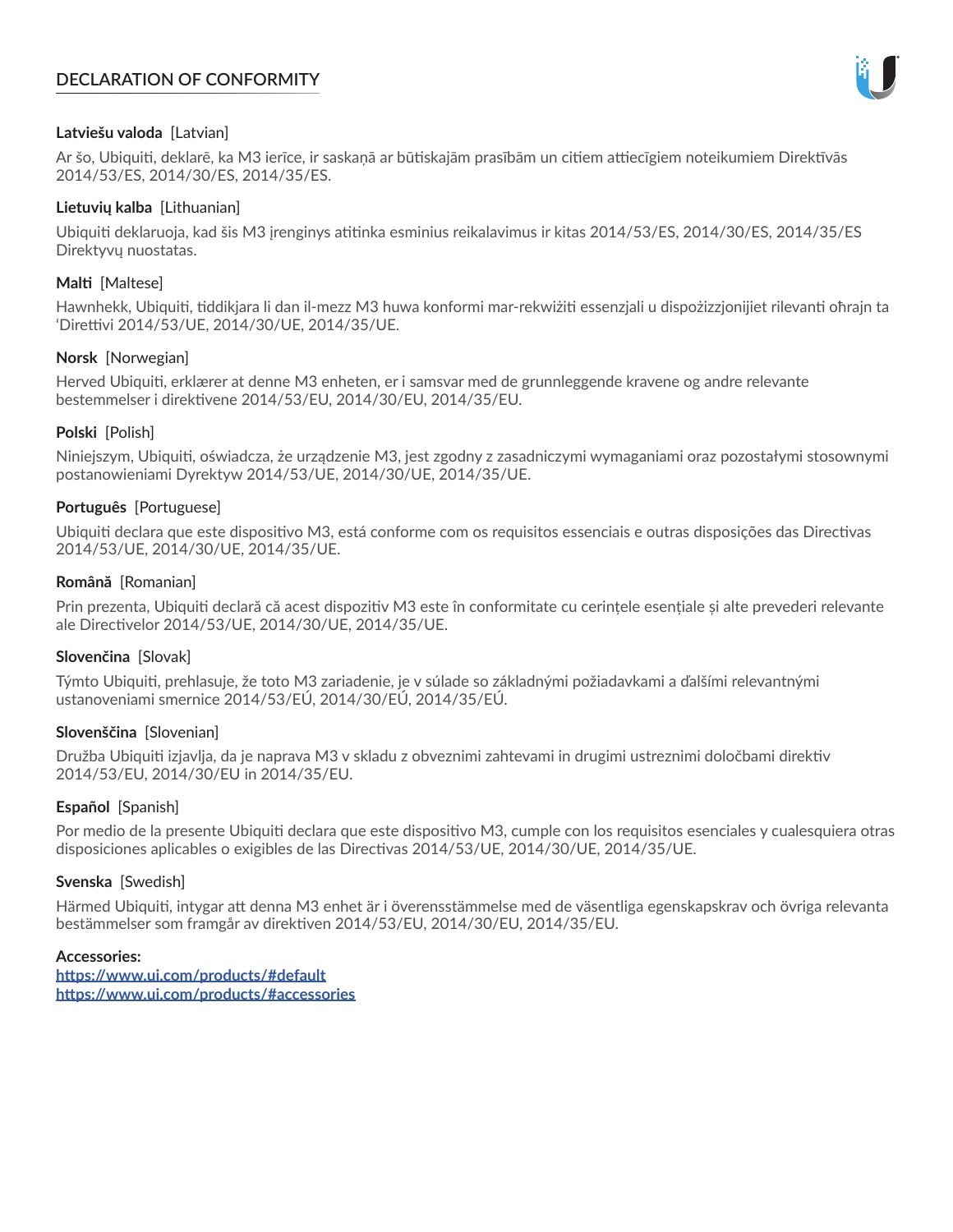## DECLARATION OF CONFORMITY

**Latviešu valoda** [Latvian]

Ar šo, Ubiquiti, deklarē, ka M3 ierīce, ir saskaņā ar būtiskajām prasībām un citiem attiecīgiem noteikumiem Direktīvās 2014/53/ES, 2014/30/ES, 2014/35/ES.

**Lietuvių kalba** [Lithuanian]

Ubiquiti deklaruoja, kad šis M3 įrenginys atitinka esminius reikalavimus ir kitas 2014/53/ES, 2014/30/ES, 2014/35/ES Direktyvų nuostatas.

**Malti** [Maltese]

Hawnhekk, Ubiquiti, tiddikjara li dan il-mezz M3 huwa konformi mar-rekwiżiti essenzjali u dispożizzjonijiet rilevanti oħrajn ta 'Direttivi 2014/53/UE, 2014/30/UE, 2014/35/UE.

**Norsk** [Norwegian]

Herved Ubiquiti, erklærer at denne M3 enheten, er i samsvar med de grunnleggende kravene og andre relevante bestemmelser i direktivene 2014/53/EU, 2014/30/EU, 2014/35/EU.

**Polski** [Polish]

Niniejszym, Ubiquiti, oświadcza, że urządzenie M3, jest zgodny z zasadniczymi wymaganiami oraz pozostałymi stosownymi postanowieniami Dyrektyw 2014/53/UE, 2014/30/UE, 2014/35/UE.

**Português** [Portuguese]

Ubiquiti declara que este dispositivo M3, está conforme com os requisitos essenciais e outras disposições das Directivas 2014/53/UE, 2014/30/UE, 2014/35/UE.

**Română** [Romanian]

Prin prezenta, Ubiquiti declară că acest dispozitiv M3 este în conformitate cu cerințele esențiale și alte prevederi relevante ale Directivelor 2014/53/UE, 2014/30/UE, 2014/35/UE.

**Slovenčina** [Slovak]

Týmto Ubiquiti, prehlasuje, že toto M3 zariadenie, je v súlade so základnými požiadavkami a ďalšími relevantnými ustanoveniami smernice 2014/53/EÚ, 2014/30/EÚ, 2014/35/EÚ.

**Slovenščina** [Slovenian]

Družba Ubiquiti izjavlja, da je naprava M3 v skladu z obveznimi zahtevami in drugimi ustreznimi določbami direktiv 2014/53/EU, 2014/30/EU in 2014/35/EU.

**Español** [Spanish]

Por medio de la presente Ubiquiti declara que este dispositivo M3, cumple con los requisitos esenciales y cualesquiera otras disposiciones aplicables o exigibles de las Directivas 2014/53/UE, 2014/30/UE, 2014/35/UE.

**Svenska** [Swedish]

Härmed Ubiquiti, intygar att denna M3 enhet är i överensstämmelse med de väsentliga egenskapskrav och övriga relevanta bestämmelser som framgår av direktiven 2014/53/EU, 2014/30/EU, 2014/35/EU.

**Accessories:**
**https://www.ui.com/products/#default**
**https://www.ui.com/products/#accessories**